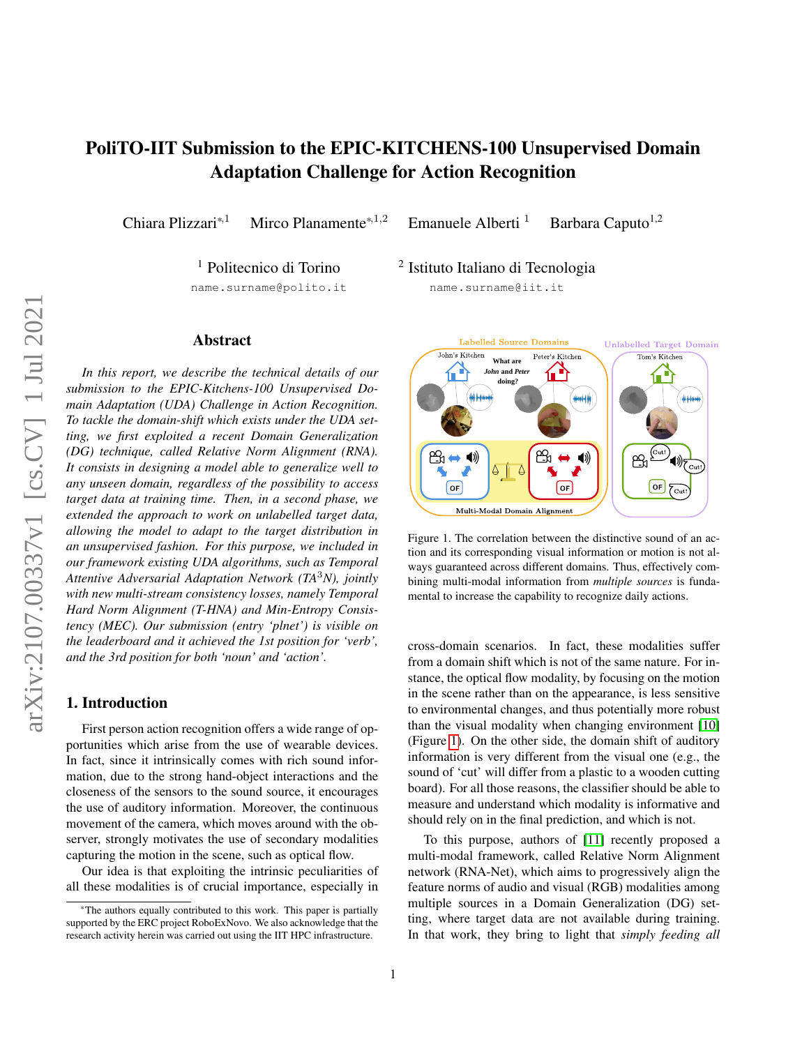# PoliTO-IIT Submission to the EPIC-KITCHENS-100 Unsupervised Domain Adaptation Challenge for Action Recognition

Chiara Plizzari*[1] Mirco Planamente*[1,2] Emanuele Alberti [1] Barbara Caputo[1,2]

[1] Politecnico di Torino
name.surname@polito.it

[2] Istituto Italiano di Tecnologia
name.surname@iit.it

## Abstract

*In this report, we describe the technical details of our submission to the EPIC-Kitchens-100 Unsupervised Domain Adaptation (UDA) Challenge in Action Recognition. To tackle the domain-shift which exists under the UDA setting, we first exploited a recent Domain Generalization (DG) technique, called Relative Norm Alignment (RNA). It consists in designing a model able to generalize well to any unseen domain, regardless of the possibility to access target data at training time. Then, in a second phase, we extended the approach to work on unlabelled target data, allowing the model to adapt to the target distribution in an unsupervised fashion. For this purpose, we included in our framework existing UDA algorithms, such as Temporal Attentive Adversarial Adaptation Network (TA$^3$N), jointly with new multi-stream consistency losses, namely Temporal Hard Norm Alignment (T-HNA) and Min-Entropy Consistency (MEC). Our submission (entry 'plnet') is visible on the leaderboard and it achieved the 1st position for 'verb', and the 3rd position for both 'noun' and 'action'.*

## 1. Introduction

First person action recognition offers a wide range of opportunities which arise from the use of wearable devices. In fact, since it intrinsically comes with rich sound information, due to the strong hand-object interactions and the closeness of the sensors to the sound source, it encourages the use of auditory information. Moreover, the continuous movement of the camera, which moves around with the observer, strongly motivates the use of secondary modalities capturing the motion in the scene, such as optical flow.

Our idea is that exploiting the intrinsic peculiarities of all these modalities is of crucial importance, especially in cross-domain scenarios. In fact, these modalities suffer from a domain shift which is not of the same nature. For instance, the optical flow modality, by focusing on the motion in the scene rather than on the appearance, is less sensitive to environmental changes, and thus potentially more robust than the visual modality when changing environment [10] (Figure 1). On the other side, the domain shift of auditory information is very different from the visual one (e.g., the sound of 'cut' will differ from a plastic to a wooden cutting board). For all those reasons, the classifier should be able to measure and understand which modality is informative and should rely on in the final prediction, and which is not.

Figure 1. The correlation between the distinctive sound of an action and its corresponding visual information or motion is not always guaranteed across different domains. Thus, effectively combining multi-modal information from *multiple sources* is fundamental to increase the capability to recognize daily actions.

To this purpose, authors of [11] recently proposed a multi-modal framework, called Relative Norm Alignment network (RNA-Net), which aims to progressively align the feature norms of audio and visual (RGB) modalities among multiple sources in a Domain Generalization (DG) setting, where target data are not available during training. In that work, they bring to light that *simply feeding all*

*The authors equally contributed to this work. This paper is partially supported by the ERC project RoboExNovo. We also acknowledge that the research activity herein was carried out using the IIT HPC infrastructure.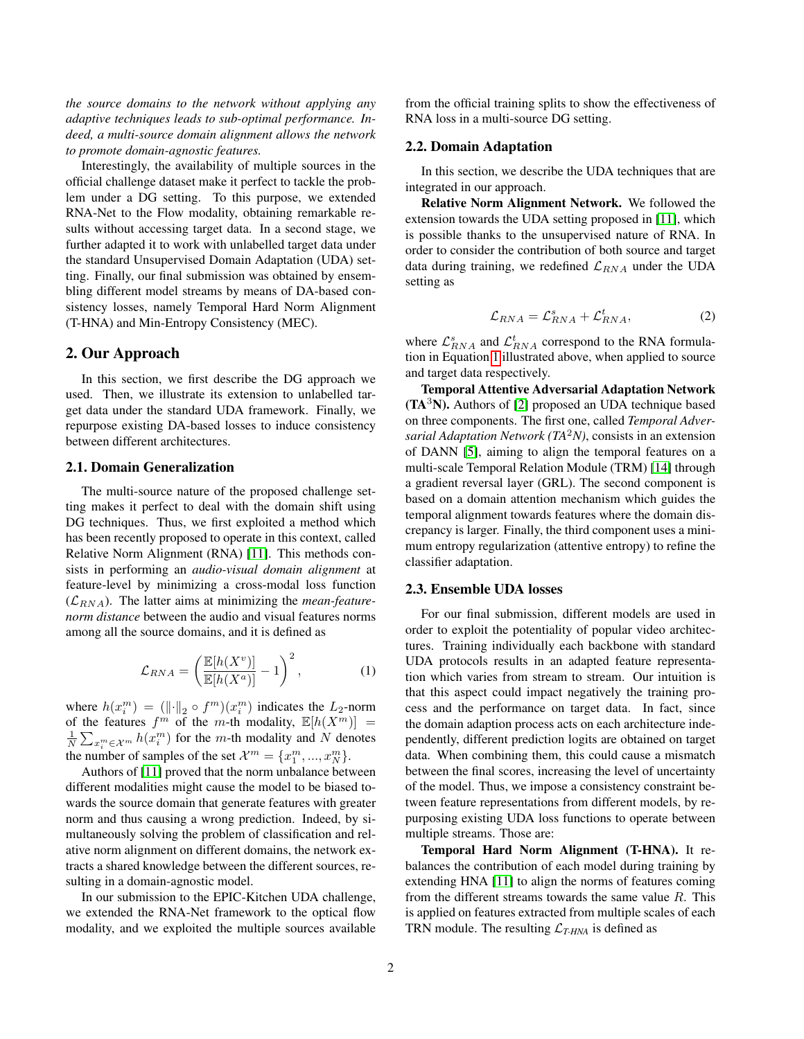*the source domains to the network without applying any adaptive techniques leads to sub-optimal performance. Indeed, a multi-source domain alignment allows the network to promote domain-agnostic features.*

Interestingly, the availability of multiple sources in the official challenge dataset make it perfect to tackle the problem under a DG setting. To this purpose, we extended RNA-Net to the Flow modality, obtaining remarkable results without accessing target data. In a second stage, we further adapted it to work with unlabelled target data under the standard Unsupervised Domain Adaptation (UDA) setting. Finally, our final submission was obtained by ensembling different model streams by means of DA-based consistency losses, namely Temporal Hard Norm Alignment (T-HNA) and Min-Entropy Consistency (MEC).

## 2. Our Approach

In this section, we first describe the DG approach we used. Then, we illustrate its extension to unlabelled target data under the standard UDA framework. Finally, we repurpose existing DA-based losses to induce consistency between different architectures.

### 2.1. Domain Generalization

The multi-source nature of the proposed challenge setting makes it perfect to deal with the domain shift using DG techniques. Thus, we first exploited a method which has been recently proposed to operate in this context, called Relative Norm Alignment (RNA) [11]. This methods consists in performing an *audio-visual domain alignment* at feature-level by minimizing a cross-modal loss function ($\mathcal{L}_{RNA}$). The latter aims at minimizing the *mean-feature-norm distance* between the audio and visual features norms among all the source domains, and it is defined as

$$\mathcal{L}_{RNA} = \left( \frac{\mathbb{E}[h(X^v)]}{\mathbb{E}[h(X^a)]} - 1 \right)^2, \quad (1)$$

where $h(x_i^m) = (\|\cdot\|_2 \circ f^m)(x_i^m)$ indicates the $L_2$-norm of the features $f^m$ of the $m$-th modality, $\mathbb{E}[h(X^m)] = \frac{1}{N} \sum_{x_i^m \in \mathcal{X}^m} h(x_i^m)$ for the $m$-th modality and $N$ denotes the number of samples of the set $\mathcal{X}^m = \{x_1^m, ..., x_N^m\}$.

Authors of [11] proved that the norm unbalance between different modalities might cause the model to be biased towards the source domain that generate features with greater norm and thus causing a wrong prediction. Indeed, by simultaneously solving the problem of classification and relative norm alignment on different domains, the network extracts a shared knowledge between the different sources, resulting in a domain-agnostic model.

In our submission to the EPIC-Kitchen UDA challenge, we extended the RNA-Net framework to the optical flow modality, and we exploited the multiple sources available from the official training splits to show the effectiveness of RNA loss in a multi-source DG setting.

### 2.2. Domain Adaptation

In this section, we describe the UDA techniques that are integrated in our approach.

**Relative Norm Alignment Network.** We followed the extension towards the UDA setting proposed in [11], which is possible thanks to the unsupervised nature of RNA. In order to consider the contribution of both source and target data during training, we redefined $\mathcal{L}_{RNA}$ under the UDA setting as

$$\mathcal{L}_{RNA} = \mathcal{L}_{RNA}^s + \mathcal{L}_{RNA}^t, \quad (2)$$

where $\mathcal{L}_{RNA}^s$ and $\mathcal{L}_{RNA}^t$ correspond to the RNA formulation in Equation 1 illustrated above, when applied to source and target data respectively.

**Temporal Attentive Adversarial Adaptation Network (TA$^3$N).** Authors of [2] proposed an UDA technique based on three components. The first one, called *Temporal Adversarial Adaptation Network (TA$^2$N)*, consists in an extension of DANN [5], aiming to align the temporal features on a multi-scale Temporal Relation Module (TRM) [14] through a gradient reversal layer (GRL). The second component is based on a domain attention mechanism which guides the temporal alignment towards features where the domain discrepancy is larger. Finally, the third component uses a minimum entropy regularization (attentive entropy) to refine the classifier adaptation.

### 2.3. Ensemble UDA losses

For our final submission, different models are used in order to exploit the potentiality of popular video architectures. Training individually each backbone with standard UDA protocols results in an adapted feature representation which varies from stream to stream. Our intuition is that this aspect could impact negatively the training process and the performance on target data. In fact, since the domain adaption process acts on each architecture independently, different prediction logits are obtained on target data. When combining them, this could cause a mismatch between the final scores, increasing the level of uncertainty of the model. Thus, we impose a consistency constraint between feature representations from different models, by repurposing existing UDA loss functions to operate between multiple streams. Those are:

**Temporal Hard Norm Alignment (T-HNA).** It rebalances the contribution of each model during training by extending HNA [11] to align the norms of features coming from the different streams towards the same value $R$. This is applied on features extracted from multiple scales of each TRN module. The resulting $\mathcal{L}_{T\text{-}HNA}$ is defined as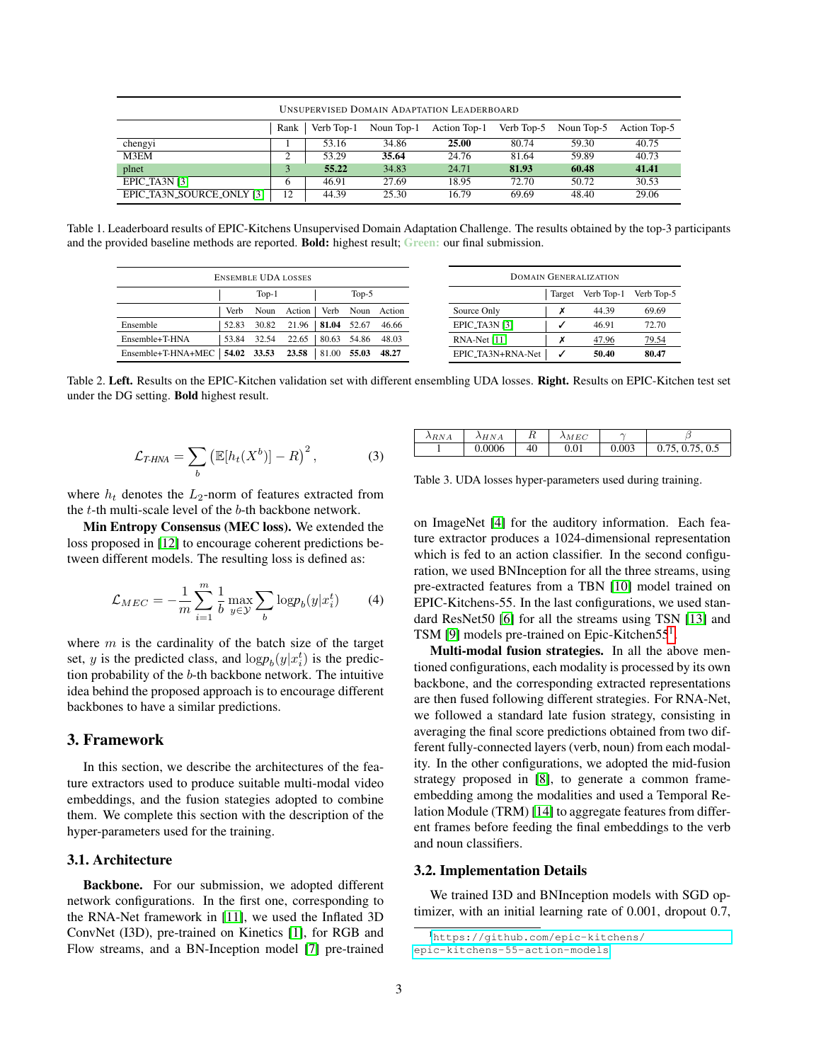| Unsupervised Domain Adaptation Leaderboard | | | | | | | |
|---|---|---|---|---|---|---|---|
| | Rank | Verb Top-1 | Noun Top-1 | Action Top-1 | Verb Top-5 | Noun Top-5 | Action Top-5 |
| chengyi | 1 | 53.16 | 34.86 | **25.00** | 80.74 | 59.30 | 40.75 |
| M3EM | 2 | 53.29 | **35.64** | 24.76 | 81.64 | 59.89 | 40.73 |
| plnet | 3 | **55.22** | 34.83 | 24.71 | **81.93** | **60.48** | **41.41** |
| EPIC_TA3N [3] | 6 | 46.91 | 27.69 | 18.95 | 72.70 | 50.72 | 30.53 |
| EPIC_TA3N_SOURCE_ONLY [3] | 12 | 44.39 | 25.30 | 16.79 | 69.69 | 48.40 | 29.06 |

Table 1. Leaderboard results of EPIC-Kitchens Unsupervised Domain Adaptation Challenge. The results obtained by the top-3 participants and the provided baseline methods are reported. **Bold:** highest result; Green: our final submission.

| Ensemble UDA losses | | | | | | |
|---|---|---|---|---|---|---|
| | Top-1 | | | Top-5 | | |
| | Verb | Noun | Action | Verb | Noun | Action |
| Ensemble | 52.83 | 30.82 | 21.96 | **81.04** | 52.67 | 46.66 |
| Ensemble+T-HNA | 53.84 | 32.54 | 22.65 | 80.63 | 54.86 | 48.03 |
| Ensemble+T-HNA+MEC | **54.02** | **33.53** | **23.58** | 81.00 | **55.03** | **48.27** |

| Domain Generalization | | | |
|---|---|---|---|
| | Target | Verb Top-1 | Verb Top-5 |
| Source Only | ✗ | 44.39 | 69.69 |
| EPIC_TA3N [3] | ✓ | 46.91 | 72.70 |
| RNA-Net [11] | ✗ | 47.96 | 79.54 |
| EPIC_TA3N+RNA-Net | ✓ | **50.40** | **80.47** |

Table 2. **Left.** Results on the EPIC-Kitchen validation set with different ensembling UDA losses. **Right.** Results on EPIC-Kitchen test set under the DG setting. **Bold** highest result.

$$\mathcal{L}_{T\text{-}HNA} = \sum_b \left(\mathbb{E}[h_t(X^b)] - R\right)^2, \quad (3)$$

where $h_t$ denotes the $L_2$-norm of features extracted from the $t$-th multi-scale level of the $b$-th backbone network.

**Min Entropy Consensus (MEC loss).** We extended the loss proposed in [12] to encourage coherent predictions between different models. The resulting loss is defined as:

$$\mathcal{L}_{MEC} = -\frac{1}{m}\sum_{i=1}^{m}\frac{1}{b}\max_{y\in\mathcal{Y}}\sum_b \log p_b(y|x_i^t) \quad (4)$$

where $m$ is the cardinality of the batch size of the target set, $y$ is the predicted class, and $\log p_b(y|x_i^t)$ is the prediction probability of the $b$-th backbone network. The intuitive idea behind the proposed approach is to encourage different backbones to have a similar predictions.

## 3. Framework

In this section, we describe the architectures of the feature extractors used to produce suitable multi-modal video embeddings, and the fusion stategies adopted to combine them. We complete this section with the description of the hyper-parameters used for the training.

### 3.1. Architecture

**Backbone.** For our submission, we adopted different network configurations. In the first one, corresponding to the RNA-Net framework in [11], we used the Inflated 3D ConvNet (I3D), pre-trained on Kinetics [1], for RGB and Flow streams, and a BN-Inception model [7] pre-trained on ImageNet [4] for the auditory information. Each feature extractor produces a 1024-dimensional representation which is fed to an action classifier. In the second configuration, we used BNInception for all the three streams, using pre-extracted features from a TBN [10] model trained on EPIC-Kitchens-55. In the last configurations, we used standard ResNet50 [6] for all the streams using TSN [13] and TSM [9] models pre-trained on Epic-Kitchen55[1].

| $\lambda_{RNA}$ | $\lambda_{HNA}$ | $R$ | $\lambda_{MEC}$ | $\gamma$ | $\beta$ |
|---|---|---|---|---|---|
| 1 | 0.0006 | 40 | 0.01 | 0.003 | 0.75, 0.75, 0.5 |

Table 3. UDA losses hyper-parameters used during training.

**Multi-modal fusion strategies.** In all the above mentioned configurations, each modality is processed by its own backbone, and the corresponding extracted representations are then fused following different strategies. For RNA-Net, we followed a standard late fusion strategy, consisting in averaging the final score predictions obtained from two different fully-connected layers (verb, noun) from each modality. In the other configurations, we adopted the mid-fusion strategy proposed in [8], to generate a common frame-embedding among the modalities and used a Temporal Relation Module (TRM) [14] to aggregate features from different frames before feeding the final embeddings to the verb and noun classifiers.

### 3.2. Implementation Details

We trained I3D and BNInception models with SGD optimizer, with an initial learning rate of 0.001, dropout 0.7,

[1] https://github.com/epic-kitchens/epic-kitchens-55-action-models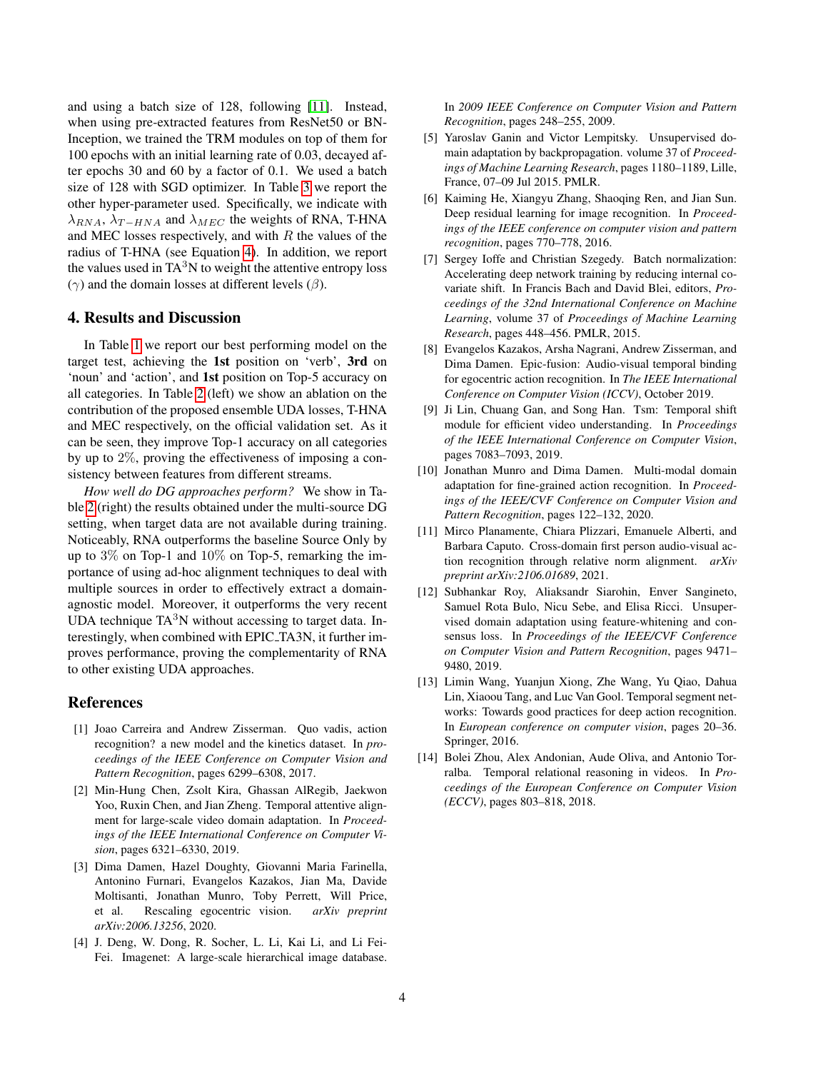and using a batch size of 128, following [11]. Instead, when using pre-extracted features from ResNet50 or BN-Inception, we trained the TRM modules on top of them for 100 epochs with an initial learning rate of 0.03, decayed after epochs 30 and 60 by a factor of 0.1. We used a batch size of 128 with SGD optimizer. In Table 3 we report the other hyper-parameter used. Specifically, we indicate with $\lambda_{RNA}$, $\lambda_{T-HNA}$ and $\lambda_{MEC}$ the weights of RNA, T-HNA and MEC losses respectively, and with $R$ the values of the radius of T-HNA (see Equation 4). In addition, we report the values used in TA$^3$N to weight the attentive entropy loss ($\gamma$) and the domain losses at different levels ($\beta$).

## 4. Results and Discussion

In Table 1 we report our best performing model on the target test, achieving the **1st** position on 'verb', **3rd** on 'noun' and 'action', and **1st** position on Top-5 accuracy on all categories. In Table 2 (left) we show an ablation on the contribution of the proposed ensemble UDA losses, T-HNA and MEC respectively, on the official validation set. As it can be seen, they improve Top-1 accuracy on all categories by up to 2%, proving the effectiveness of imposing a consistency between features from different streams.

*How well do DG approaches perform?* We show in Table 2 (right) the results obtained under the multi-source DG setting, when target data are not available during training. Noticeably, RNA outperforms the baseline Source Only by up to 3% on Top-1 and 10% on Top-5, remarking the importance of using ad-hoc alignment techniques to deal with multiple sources in order to effectively extract a domain-agnostic model. Moreover, it outperforms the very recent UDA technique TA$^3$N without accessing to target data. Interestingly, when combined with EPIC_TA3N, it further improves performance, proving the complementarity of RNA to other existing UDA approaches.

## References

[1] Joao Carreira and Andrew Zisserman. Quo vadis, action recognition? a new model and the kinetics dataset. In *proceedings of the IEEE Conference on Computer Vision and Pattern Recognition*, pages 6299–6308, 2017.

[2] Min-Hung Chen, Zsolt Kira, Ghassan AlRegib, Jaekwon Yoo, Ruxin Chen, and Jian Zheng. Temporal attentive alignment for large-scale video domain adaptation. In *Proceedings of the IEEE International Conference on Computer Vision*, pages 6321–6330, 2019.

[3] Dima Damen, Hazel Doughty, Giovanni Maria Farinella, Antonino Furnari, Evangelos Kazakos, Jian Ma, Davide Moltisanti, Jonathan Munro, Toby Perrett, Will Price, et al. Rescaling egocentric vision. *arXiv preprint arXiv:2006.13256*, 2020.

[4] J. Deng, W. Dong, R. Socher, L. Li, Kai Li, and Li Fei-Fei. Imagenet: A large-scale hierarchical image database. In *2009 IEEE Conference on Computer Vision and Pattern Recognition*, pages 248–255, 2009.

[5] Yaroslav Ganin and Victor Lempitsky. Unsupervised domain adaptation by backpropagation. volume 37 of *Proceedings of Machine Learning Research*, pages 1180–1189, Lille, France, 07–09 Jul 2015. PMLR.

[6] Kaiming He, Xiangyu Zhang, Shaoqing Ren, and Jian Sun. Deep residual learning for image recognition. In *Proceedings of the IEEE conference on computer vision and pattern recognition*, pages 770–778, 2016.

[7] Sergey Ioffe and Christian Szegedy. Batch normalization: Accelerating deep network training by reducing internal covariate shift. In Francis Bach and David Blei, editors, *Proceedings of the 32nd International Conference on Machine Learning*, volume 37 of *Proceedings of Machine Learning Research*, pages 448–456. PMLR, 2015.

[8] Evangelos Kazakos, Arsha Nagrani, Andrew Zisserman, and Dima Damen. Epic-fusion: Audio-visual temporal binding for egocentric action recognition. In *The IEEE International Conference on Computer Vision (ICCV)*, October 2019.

[9] Ji Lin, Chuang Gan, and Song Han. Tsm: Temporal shift module for efficient video understanding. In *Proceedings of the IEEE International Conference on Computer Vision*, pages 7083–7093, 2019.

[10] Jonathan Munro and Dima Damen. Multi-modal domain adaptation for fine-grained action recognition. In *Proceedings of the IEEE/CVF Conference on Computer Vision and Pattern Recognition*, pages 122–132, 2020.

[11] Mirco Planamente, Chiara Plizzari, Emanuele Alberti, and Barbara Caputo. Cross-domain first person audio-visual action recognition through relative norm alignment. *arXiv preprint arXiv:2106.01689*, 2021.

[12] Subhankar Roy, Aliaksandr Siarohin, Enver Sangineto, Samuel Rota Bulo, Nicu Sebe, and Elisa Ricci. Unsupervised domain adaptation using feature-whitening and consensus loss. In *Proceedings of the IEEE/CVF Conference on Computer Vision and Pattern Recognition*, pages 9471–9480, 2019.

[13] Limin Wang, Yuanjun Xiong, Zhe Wang, Yu Qiao, Dahua Lin, Xiaoou Tang, and Luc Van Gool. Temporal segment networks: Towards good practices for deep action recognition. In *European conference on computer vision*, pages 20–36. Springer, 2016.

[14] Bolei Zhou, Alex Andonian, Aude Oliva, and Antonio Torralba. Temporal relational reasoning in videos. In *Proceedings of the European Conference on Computer Vision (ECCV)*, pages 803–818, 2018.